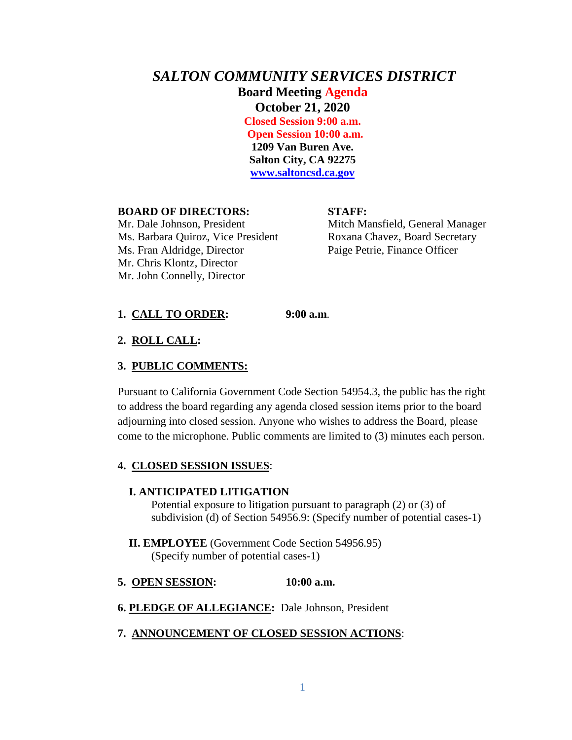# *SALTON COMMUNITY SERVICES DISTRICT*

**Board Meeting Agenda**

**October 21, 2020**

**Closed Session 9:00 a.m.**

**Open Session 10:00 a.m.**

**1209 Van Buren Ave.**

**Salton City, CA 92275**

**www.saltoncsd.ca.gov**

**BOARD OF DIRECTORS:**
Mr. Dale Johnson, President
Ms. Barbara Quiroz, Vice President
Ms. Fran Aldridge, Director
Mr. Chris Klontz, Director
Mr. John Connelly, Director

**STAFF:**
Mitch Mansfield, General Manager
Roxana Chavez, Board Secretary
Paige Petrie, Finance Officer

**1. CALL TO ORDER:** **9:00 a.m.**

**2. ROLL CALL:**

**3. PUBLIC COMMENTS:**

Pursuant to California Government Code Section 54954.3, the public has the right to address the board regarding any agenda closed session items prior to the board adjourning into closed session. Anyone who wishes to address the Board, please come to the microphone. Public comments are limited to (3) minutes each person.

**4. CLOSED SESSION ISSUES:**

**I. ANTICIPATED LITIGATION**
Potential exposure to litigation pursuant to paragraph (2) or (3) of subdivision (d) of Section 54956.9: (Specify number of potential cases-1)

**II. EMPLOYEE** (Government Code Section 54956.95)
(Specify number of potential cases-1)

**5. OPEN SESSION:** **10:00 a.m.**

**6. PLEDGE OF ALLEGIANCE:** Dale Johnson, President

**7. ANNOUNCEMENT OF CLOSED SESSION ACTIONS:**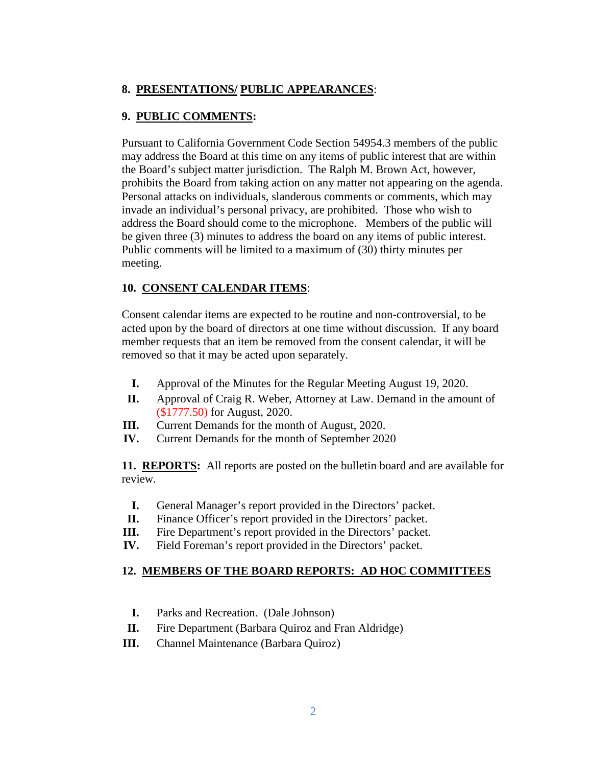**8. PRESENTATIONS/ PUBLIC APPEARANCES**:

**9. PUBLIC COMMENTS:**

Pursuant to California Government Code Section 54954.3 members of the public may address the Board at this time on any items of public interest that are within the Board's subject matter jurisdiction. The Ralph M. Brown Act, however, prohibits the Board from taking action on any matter not appearing on the agenda. Personal attacks on individuals, slanderous comments or comments, which may invade an individual's personal privacy, are prohibited. Those who wish to address the Board should come to the microphone. Members of the public will be given three (3) minutes to address the board on any items of public interest. Public comments will be limited to a maximum of (30) thirty minutes per meeting.

**10. CONSENT CALENDAR ITEMS**:

Consent calendar items are expected to be routine and non-controversial, to be acted upon by the board of directors at one time without discussion. If any board member requests that an item be removed from the consent calendar, it will be removed so that it may be acted upon separately.

- **I.** Approval of the Minutes for the Regular Meeting August 19, 2020.
- **II.** Approval of Craig R. Weber, Attorney at Law. Demand in the amount of ($1777.50) for August, 2020.
- **III.** Current Demands for the month of August, 2020.
- **IV.** Current Demands for the month of September 2020

**11. REPORTS:** All reports are posted on the bulletin board and are available for review.

- **I.** General Manager's report provided in the Directors' packet.
- **II.** Finance Officer's report provided in the Directors' packet.
- **III.** Fire Department's report provided in the Directors' packet.
- **IV.** Field Foreman's report provided in the Directors' packet.

**12. MEMBERS OF THE BOARD REPORTS: AD HOC COMMITTEES**

- **I.** Parks and Recreation. (Dale Johnson)
- **II.** Fire Department (Barbara Quiroz and Fran Aldridge)
- **III.** Channel Maintenance (Barbara Quiroz)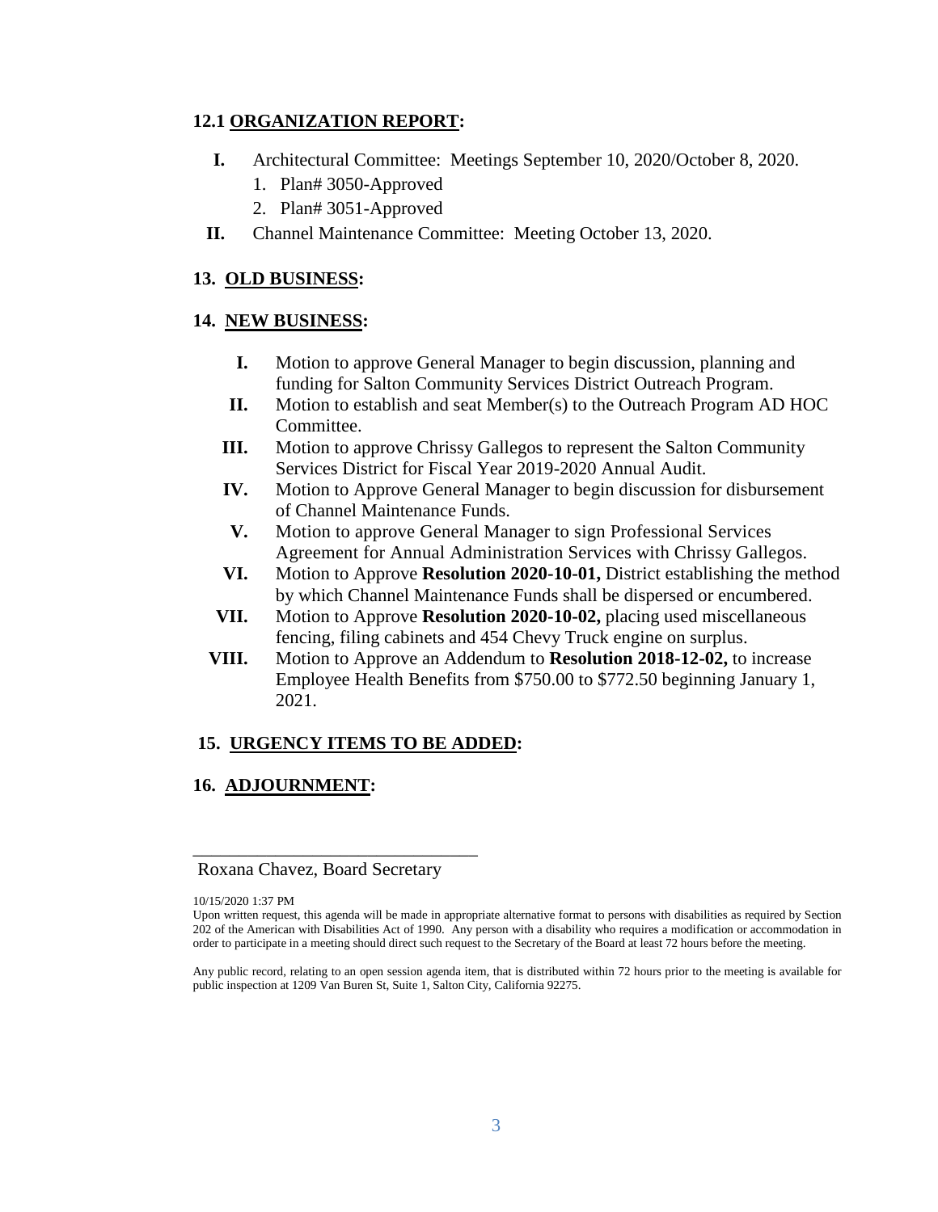**12.1 ORGANIZATION REPORT:**

I. Architectural Committee: Meetings September 10, 2020/October 8, 2020.
   1. Plan# 3050-Approved
   2. Plan# 3051-Approved

II. Channel Maintenance Committee: Meeting October 13, 2020.

**13. OLD BUSINESS:**

**14. NEW BUSINESS:**

I. Motion to approve General Manager to begin discussion, planning and funding for Salton Community Services District Outreach Program.

II. Motion to establish and seat Member(s) to the Outreach Program AD HOC Committee.

III. Motion to approve Chrissy Gallegos to represent the Salton Community Services District for Fiscal Year 2019-2020 Annual Audit.

IV. Motion to Approve General Manager to begin discussion for disbursement of Channel Maintenance Funds.

V. Motion to approve General Manager to sign Professional Services Agreement for Annual Administration Services with Chrissy Gallegos.

VI. Motion to Approve **Resolution 2020-10-01,** District establishing the method by which Channel Maintenance Funds shall be dispersed or encumbered.

VII. Motion to Approve **Resolution 2020-10-02,** placing used miscellaneous fencing, filing cabinets and 454 Chevy Truck engine on surplus.

VIII. Motion to Approve an Addendum to **Resolution 2018-12-02,** to increase Employee Health Benefits from $750.00 to $772.50 beginning January 1, 2021.

**15. URGENCY ITEMS TO BE ADDED:**

**16. ADJOURNMENT:**

_______________________________

Roxana Chavez, Board Secretary

10/15/2020 1:37 PM

Upon written request, this agenda will be made in appropriate alternative format to persons with disabilities as required by Section 202 of the American with Disabilities Act of 1990. Any person with a disability who requires a modification or accommodation in order to participate in a meeting should direct such request to the Secretary of the Board at least 72 hours before the meeting.

Any public record, relating to an open session agenda item, that is distributed within 72 hours prior to the meeting is available for public inspection at 1209 Van Buren St, Suite 1, Salton City, California 92275.